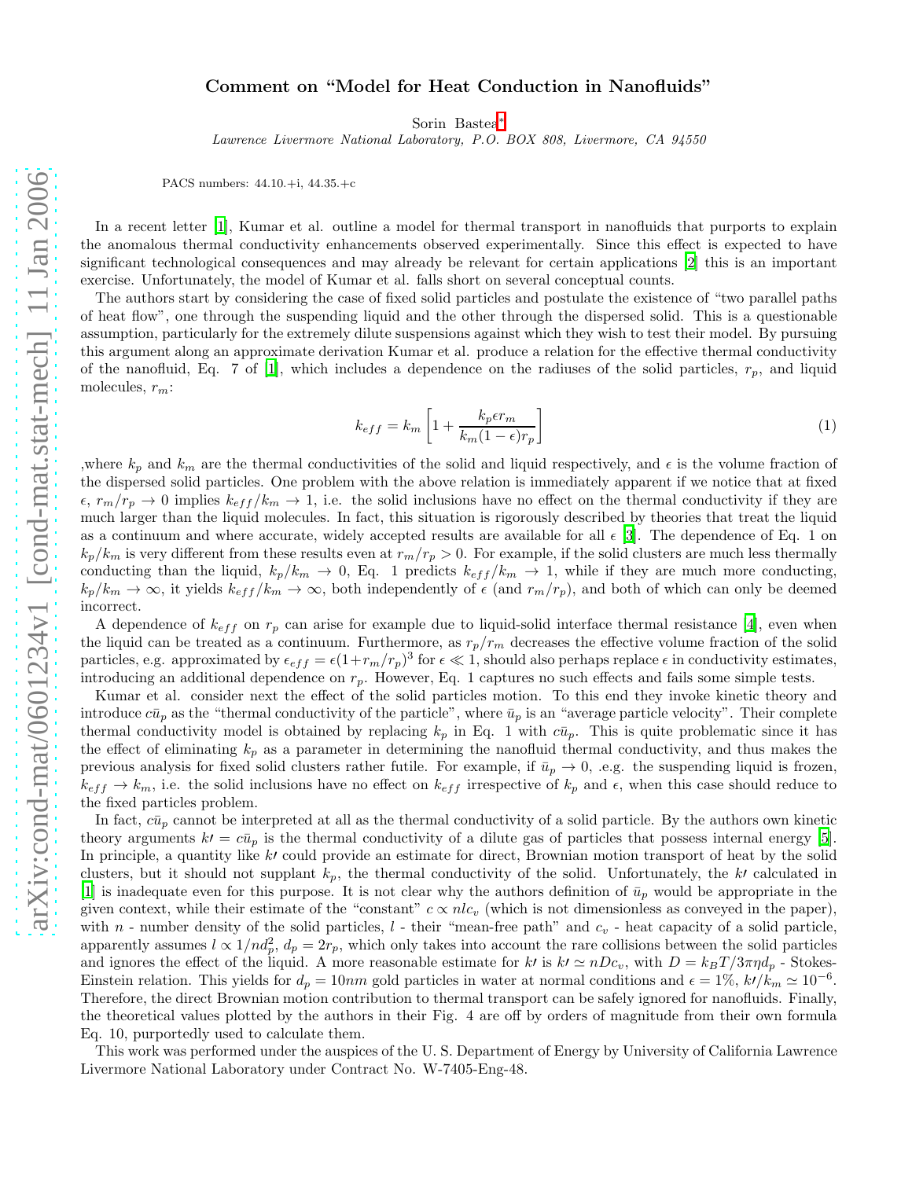# Comment on "Model for Heat Conduction in Nanofluids"

Sorin Bastea[*]

*Lawrence Livermore National Laboratory, P.O. BOX 808, Livermore, CA 94550*

PACS numbers: 44.10.+i, 44.35.+c

In a recent letter [1], Kumar et al. outline a model for thermal transport in nanofluids that purports to explain the anomalous thermal conductivity enhancements observed experimentally. Since this effect is expected to have significant technological consequences and may already be relevant for certain applications [2] this is an important exercise. Unfortunately, the model of Kumar et al. falls short on several conceptual counts.

The authors start by considering the case of fixed solid particles and postulate the existence of "two parallel paths of heat flow", one through the suspending liquid and the other through the dispersed solid. This is a questionable assumption, particularly for the extremely dilute suspensions against which they wish to test their model. By pursuing this argument along an approximate derivation Kumar et al. produce a relation for the effective thermal conductivity of the nanofluid, Eq. 7 of [1], which includes a dependence on the radiuses of the solid particles, $r_p$, and liquid molecules, $r_m$:

$$k_{eff} = k_m \left[ 1 + \frac{k_p \epsilon r_m}{k_m (1-\epsilon) r_p} \right] \tag{1}$$

,where $k_p$ and $k_m$ are the thermal conductivities of the solid and liquid respectively, and $\epsilon$ is the volume fraction of the dispersed solid particles. One problem with the above relation is immediately apparent if we notice that at fixed $\epsilon$, $r_m/r_p \to 0$ implies $k_{eff}/k_m \to 1$, i.e. the solid inclusions have no effect on the thermal conductivity if they are much larger than the liquid molecules. In fact, this situation is rigorously described by theories that treat the liquid as a continuum and where accurate, widely accepted results are available for all $\epsilon$ [3]. The dependence of Eq. 1 on $k_p/k_m$ is very different from these results even at $r_m/r_p > 0$. For example, if the solid clusters are much less thermally conducting than the liquid, $k_p/k_m \to 0$, Eq. 1 predicts $k_{eff}/k_m \to 1$, while if they are much more conducting, $k_p/k_m \to \infty$, it yields $k_{eff}/k_m \to \infty$, both independently of $\epsilon$ (and $r_m/r_p$), and both of which can only be deemed incorrect.

A dependence of $k_{eff}$ on $r_p$ can arise for example due to liquid-solid interface thermal resistance [4], even when the liquid can be treated as a continuum. Furthermore, as $r_p/r_m$ decreases the effective volume fraction of the solid particles, e.g. approximated by $\epsilon_{eff} = \epsilon(1+r_m/r_p)^3$ for $\epsilon \ll 1$, should also perhaps replace $\epsilon$ in conductivity estimates, introducing an additional dependence on $r_p$. However, Eq. 1 captures no such effects and fails some simple tests.

Kumar et al. consider next the effect of the solid particles motion. To this end they invoke kinetic theory and introduce $c\bar{u}_p$ as the "thermal conductivity of the particle", where $\bar{u}_p$ is an "average particle velocity". Their complete thermal conductivity model is obtained by replacing $k_p$ in Eq. 1 with $c\bar{u}_p$. This is quite problematic since it has the effect of eliminating $k_p$ as a parameter in determining the nanofluid thermal conductivity, and thus makes the previous analysis for fixed solid clusters rather futile. For example, if $\bar{u}_p \to 0$, .e.g. the suspending liquid is frozen, $k_{eff} \to k_m$, i.e. the solid inclusions have no effect on $k_{eff}$ irrespective of $k_p$ and $\epsilon$, when this case should reduce to the fixed particles problem.

In fact, $c\bar{u}_p$ cannot be interpreted at all as the thermal conductivity of a solid particle. By the authors own kinetic theory arguments $k\prime = c\bar{u}_p$ is the thermal conductivity of a dilute gas of particles that possess internal energy [5]. In principle, a quantity like $k\prime$ could provide an estimate for direct, Brownian motion transport of heat by the solid clusters, but it should not supplant $k_p$, the thermal conductivity of the solid. Unfortunately, the $k\prime$ calculated in [1] is inadequate even for this purpose. It is not clear why the authors definition of $\bar{u}_p$ would be appropriate in the given context, while their estimate of the "constant" $c \propto nlc_v$ (which is not dimensionless as conveyed in the paper), with $n$ - number density of the solid particles, $l$ - their "mean-free path" and $c_v$ - heat capacity of a solid particle, apparently assumes $l \propto 1/nd_p^2$, $d_p = 2r_p$, which only takes into account the rare collisions between the solid particles and ignores the effect of the liquid. A more reasonable estimate for $k\prime$ is $k\prime \simeq nDc_v$, with $D = k_BT/3\pi\eta d_p$ - Stokes-Einstein relation. This yields for $d_p = 10nm$ gold particles in water at normal conditions and $\epsilon = 1\%$, $k\prime/k_m \simeq 10^{-6}$. Therefore, the direct Brownian motion contribution to thermal transport can be safely ignored for nanofluids. Finally, the theoretical values plotted by the authors in their Fig. 4 are off by orders of magnitude from their own formula Eq. 10, purportedly used to calculate them.

This work was performed under the auspices of the U. S. Department of Energy by University of California Lawrence Livermore National Laboratory under Contract No. W-7405-Eng-48.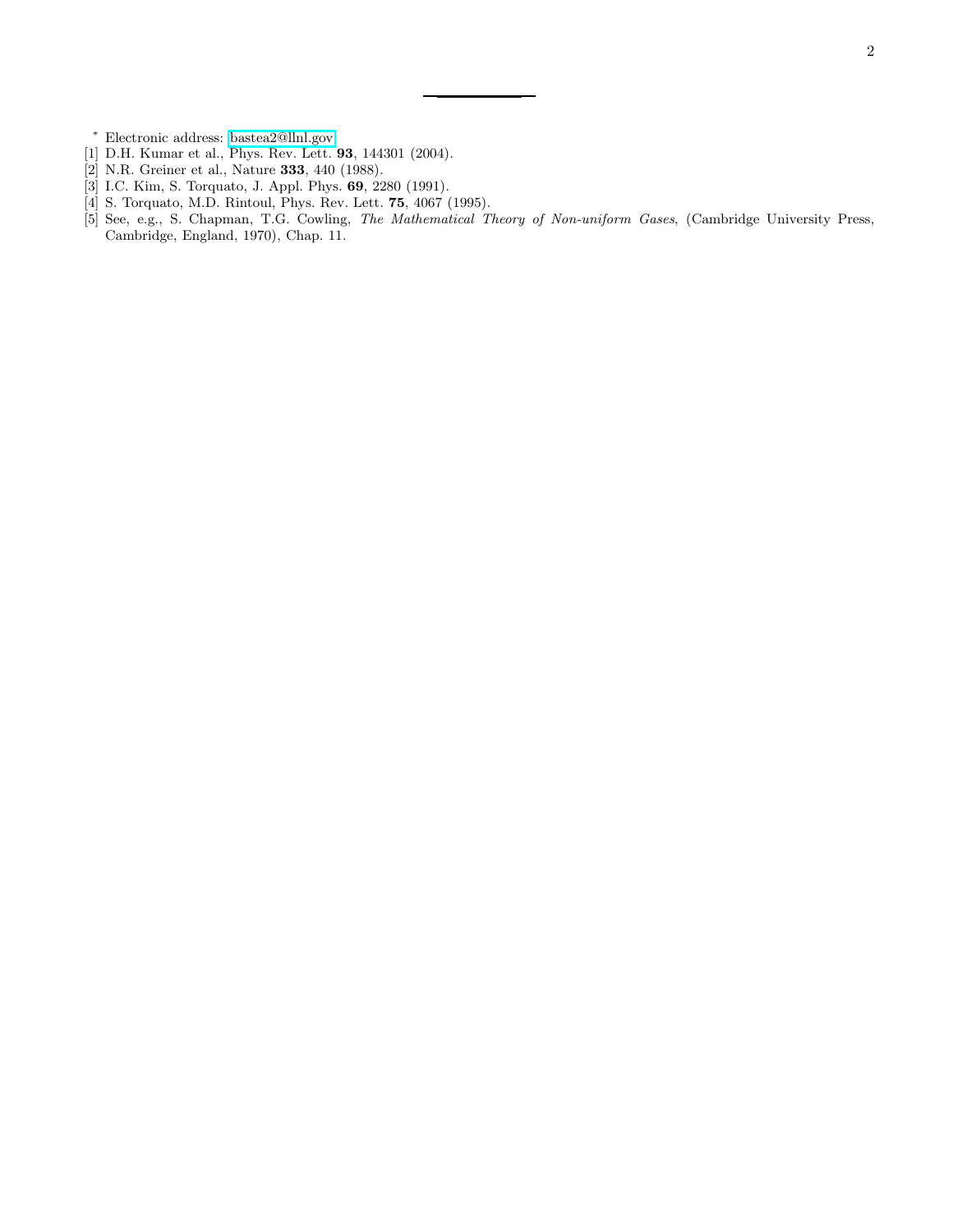---

\* Electronic address: bastea2@llnl.gov

[1] D.H. Kumar et al., Phys. Rev. Lett. **93**, 144301 (2004).

[2] N.R. Greiner et al., Nature **333**, 440 (1988).

[3] I.C. Kim, S. Torquato, J. Appl. Phys. **69**, 2280 (1991).

[4] S. Torquato, M.D. Rintoul, Phys. Rev. Lett. **75**, 4067 (1995).

[5] See, e.g., S. Chapman, T.G. Cowling, *The Mathematical Theory of Non-uniform Gases*, (Cambridge University Press, Cambridge, England, 1970), Chap. 11.